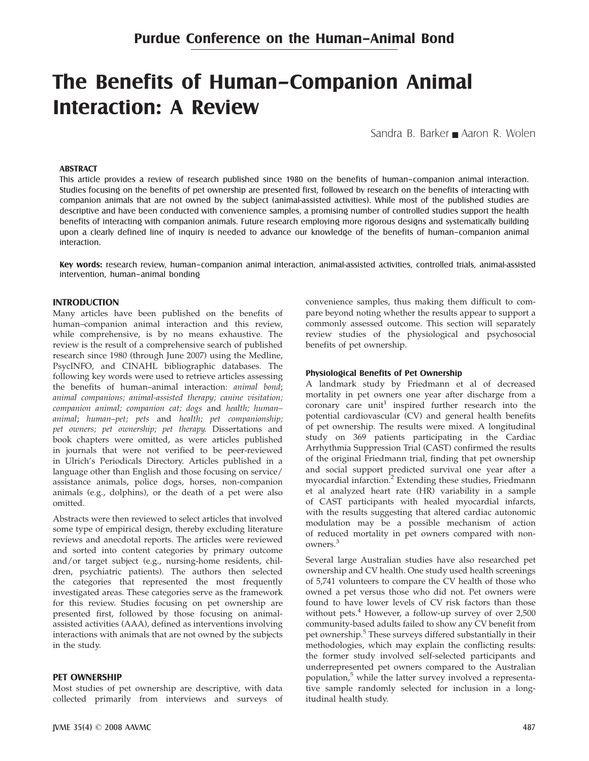# The Benefits of Human–Companion Animal Interaction: A Review

Sandra B. Barker ■ Aaron R. Wolen

## ABSTRACT

This article provides a review of research published since 1980 on the benefits of human–companion animal interaction. Studies focusing on the benefits of pet ownership are presented first, followed by research on the benefits of interacting with companion animals that are not owned by the subject (animal-assisted activities). While most of the published studies are descriptive and have been conducted with convenience samples, a promising number of controlled studies support the health benefits of interacting with companion animals. Future research employing more rigorous designs and systematically building upon a clearly defined line of inquiry is needed to advance our knowledge of the benefits of human–companion animal interaction.

**Key words:** research review, human–companion animal interaction, animal-assisted activities, controlled trials, animal-assisted intervention, human–animal bonding

## INTRODUCTION

Many articles have been published on the benefits of human–companion animal interaction and this review, while comprehensive, is by no means exhaustive. The review is the result of a comprehensive search of published research since 1980 (through June 2007) using the Medline, PsycINFO, and CINAHL bibliographic databases. The following key words were used to retrieve articles assessing the benefits of human–animal interaction: *animal bond*; *animal companions; animal-assisted therapy; canine visitation; companion animal; companion cat; dogs* and *health; human–animal*; *human–pet; pets* and *health; pet companionship; pet owners; pet ownership; pet therapy*. Dissertations and book chapters were omitted, as were articles published in journals that were not verified to be peer-reviewed in Ulrich's Periodicals Directory. Articles published in a language other than English and those focusing on service/assistance animals, police dogs, horses, non-companion animals (e.g., dolphins), or the death of a pet were also omitted.

Abstracts were then reviewed to select articles that involved some type of empirical design, thereby excluding literature reviews and anecdotal reports. The articles were reviewed and sorted into content categories by primary outcome and/or target subject (e.g., nursing-home residents, children, psychiatric patients). The authors then selected the categories that represented the most frequently investigated areas. These categories serve as the framework for this review. Studies focusing on pet ownership are presented first, followed by those focusing on animal-assisted activities (AAA), defined as interventions involving interactions with animals that are not owned by the subjects in the study.

## PET OWNERSHIP

Most studies of pet ownership are descriptive, with data collected primarily from interviews and surveys of convenience samples, thus making them difficult to compare beyond noting whether the results appear to support a commonly assessed outcome. This section will separately review studies of the physiological and psychosocial benefits of pet ownership.

### Physiological Benefits of Pet Ownership

A landmark study by Friedmann et al of decreased mortality in pet owners one year after discharge from a coronary care unit[1] inspired further research into the potential cardiovascular (CV) and general health benefits of pet ownership. The results were mixed. A longitudinal study on 369 patients participating in the Cardiac Arrhythmia Suppression Trial (CAST) confirmed the results of the original Friedmann trial, finding that pet ownership and social support predicted survival one year after a myocardial infarction.[2] Extending these studies, Friedmann et al analyzed heart rate (HR) variability in a sample of CAST participants with healed myocardial infarcts, with the results suggesting that altered cardiac autonomic modulation may be a possible mechanism of action of reduced mortality in pet owners compared with non-owners.[3]

Several large Australian studies have also researched pet ownership and CV health. One study used health screenings of 5,741 volunteers to compare the CV health of those who owned a pet versus those who did not. Pet owners were found to have lower levels of CV risk factors than those without pets.[4] However, a follow-up survey of over 2,500 community-based adults failed to show any CV benefit from pet ownership.[5] These surveys differed substantially in their methodologies, which may explain the conflicting results: the former study involved self-selected participants and underrepresented pet owners compared to the Australian population,[5] while the latter survey involved a representative sample randomly selected for inclusion in a longitudinal health study.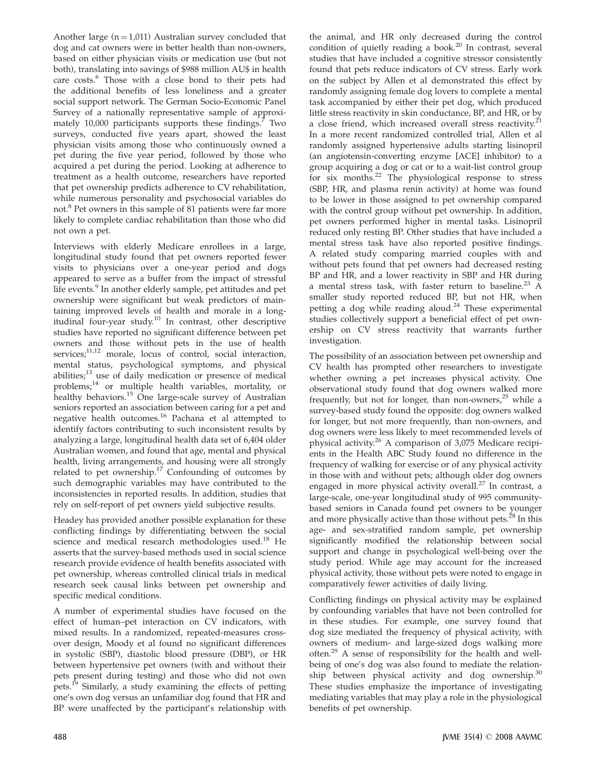Another large (n = 1,011) Australian survey concluded that dog and cat owners were in better health than non-owners, based on either physician visits or medication use (but not both), translating into savings of $988 million AU$ in health care costs.[6] Those with a close bond to their pets had the additional benefits of less loneliness and a greater social support network. The German Socio-Economic Panel Survey of a nationally representative sample of approximately 10,000 participants supports these findings.[7] Two surveys, conducted five years apart, showed the least physician visits among those who continuously owned a pet during the five year period, followed by those who acquired a pet during the period. Looking at adherence to treatment as a health outcome, researchers have reported that pet ownership predicts adherence to CV rehabilitation, while numerous personality and psychosocial variables do not.[8] Pet owners in this sample of 81 patients were far more likely to complete cardiac rehabilitation than those who did not own a pet.

Interviews with elderly Medicare enrollees in a large, longitudinal study found that pet owners reported fewer visits to physicians over a one-year period and dogs appeared to serve as a buffer from the impact of stressful life events.[9] In another elderly sample, pet attitudes and pet ownership were significant but weak predictors of maintaining improved levels of health and morale in a longitudinal four-year study.[10] In contrast, other descriptive studies have reported no significant difference between pet owners and those without pets in the use of health services;[11,12] morale, locus of control, social interaction, mental status, psychological symptoms, and physical abilities;[13] use of daily medication or presence of medical problems;[14] or multiple health variables, mortality, or healthy behaviors.[15] One large-scale survey of Australian seniors reported an association between caring for a pet and negative health outcomes.[16] Pachana et al attempted to identify factors contributing to such inconsistent results by analyzing a large, longitudinal health data set of 6,404 older Australian women, and found that age, mental and physical health, living arrangements, and housing were all strongly related to pet ownership.[17] Confounding of outcomes by such demographic variables may have contributed to the inconsistencies in reported results. In addition, studies that rely on self-report of pet owners yield subjective results.

Headey has provided another possible explanation for these conflicting findings by differentiating between the social science and medical research methodologies used.[18] He asserts that the survey-based methods used in social science research provide evidence of health benefits associated with pet ownership, whereas controlled clinical trials in medical research seek causal links between pet ownership and specific medical conditions.

A number of experimental studies have focused on the effect of human–pet interaction on CV indicators, with mixed results. In a randomized, repeated-measures crossover design, Moody et al found no significant differences in systolic (SBP), diastolic blood pressure (DBP), or HR between hypertensive pet owners (with and without their pets present during testing) and those who did not own pets.[19] Similarly, a study examining the effects of petting one's own dog versus an unfamiliar dog found that HR and BP were unaffected by the participant's relationship with the animal, and HR only decreased during the control condition of quietly reading a book.[20] In contrast, several studies that have included a cognitive stressor consistently found that pets reduce indicators of CV stress. Early work on the subject by Allen et al demonstrated this effect by randomly assigning female dog lovers to complete a mental task accompanied by either their pet dog, which produced little stress reactivity in skin conductance, BP, and HR, or by a close friend, which increased overall stress reactivity.[21] In a more recent randomized controlled trial, Allen et al randomly assigned hypertensive adults starting lisinopril (an angiotensin-converting enzyme [ACE] inhibitor) to a group acquiring a dog or cat or to a wait-list control group for six months.[22] The physiological response to stress (SBP, HR, and plasma renin activity) at home was found to be lower in those assigned to pet ownership compared with the control group without pet ownership. In addition, pet owners performed higher in mental tasks. Lisinopril reduced only resting BP. Other studies that have included a mental stress task have also reported positive findings. A related study comparing married couples with and without pets found that pet owners had decreased resting BP and HR, and a lower reactivity in SBP and HR during a mental stress task, with faster return to baseline.[23] A smaller study reported reduced BP, but not HR, when petting a dog while reading aloud.[24] These experimental studies collectively support a beneficial effect of pet ownership on CV stress reactivity that warrants further investigation.

The possibility of an association between pet ownership and CV health has prompted other researchers to investigate whether owning a pet increases physical activity. One observational study found that dog owners walked more frequently, but not for longer, than non-owners,[25] while a survey-based study found the opposite: dog owners walked for longer, but not more frequently, than non-owners, and dog owners were less likely to meet recommended levels of physical activity.[26] A comparison of 3,075 Medicare recipients in the Health ABC Study found no difference in the frequency of walking for exercise or of any physical activity in those with and without pets; although older dog owners engaged in more physical activity overall.[27] In contrast, a large-scale, one-year longitudinal study of 995 community-based seniors in Canada found pet owners to be younger and more physically active than those without pets.[28] In this age- and sex-stratified random sample, pet ownership significantly modified the relationship between social support and change in psychological well-being over the study period. While age may account for the increased physical activity, those without pets were noted to engage in comparatively fewer activities of daily living.

Conflicting findings on physical activity may be explained by confounding variables that have not been controlled for in these studies. For example, one survey found that dog size mediated the frequency of physical activity, with owners of medium- and large-sized dogs walking more often.[29] A sense of responsibility for the health and well-being of one's dog was also found to mediate the relationship between physical activity and dog ownership.[30] These studies emphasize the importance of investigating mediating variables that may play a role in the physiological benefits of pet ownership.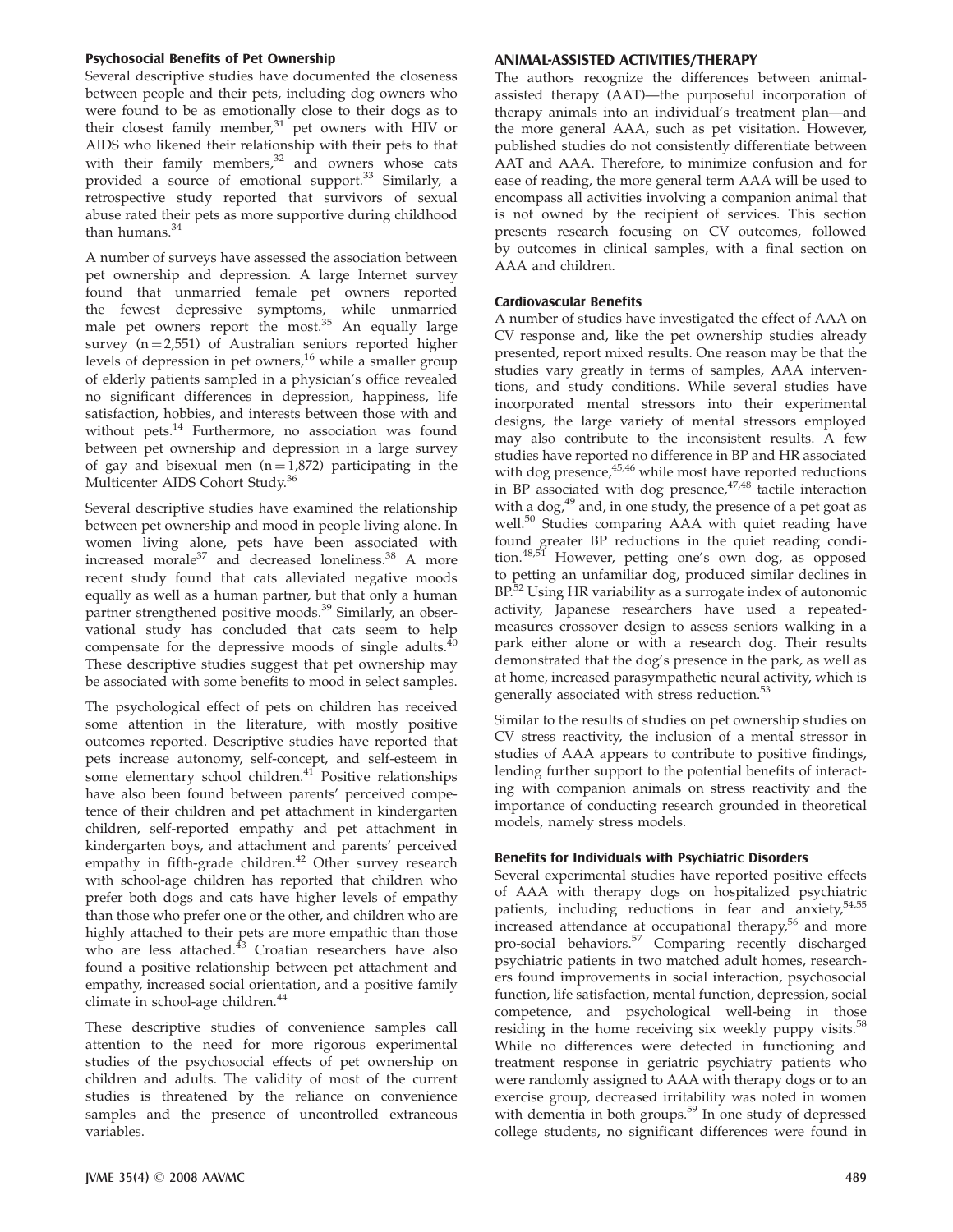### Psychosocial Benefits of Pet Ownership

Several descriptive studies have documented the closeness between people and their pets, including dog owners who were found to be as emotionally close to their dogs as to their closest family member,[31] pet owners with HIV or AIDS who likened their relationship with their pets to that with their family members,[32] and owners whose cats provided a source of emotional support.[33] Similarly, a retrospective study reported that survivors of sexual abuse rated their pets as more supportive during childhood than humans.[34]

A number of surveys have assessed the association between pet ownership and depression. A large Internet survey found that unmarried female pet owners reported the fewest depressive symptoms, while unmarried male pet owners report the most.[35] An equally large survey (n = 2,551) of Australian seniors reported higher levels of depression in pet owners,[16] while a smaller group of elderly patients sampled in a physician's office revealed no significant differences in depression, happiness, life satisfaction, hobbies, and interests between those with and without pets.[14] Furthermore, no association was found between pet ownership and depression in a large survey of gay and bisexual men (n = 1,872) participating in the Multicenter AIDS Cohort Study.[36]

Several descriptive studies have examined the relationship between pet ownership and mood in people living alone. In women living alone, pets have been associated with increased morale[37] and decreased loneliness.[38] A more recent study found that cats alleviated negative moods equally as well as a human partner, but that only a human partner strengthened positive moods.[39] Similarly, an observational study has concluded that cats seem to help compensate for the depressive moods of single adults.[40] These descriptive studies suggest that pet ownership may be associated with some benefits to mood in select samples.

The psychological effect of pets on children has received some attention in the literature, with mostly positive outcomes reported. Descriptive studies have reported that pets increase autonomy, self-concept, and self-esteem in some elementary school children.[41] Positive relationships have also been found between parents' perceived competence of their children and pet attachment in kindergarten children, self-reported empathy and pet attachment in kindergarten boys, and attachment and parents' perceived empathy in fifth-grade children.[42] Other survey research with school-age children has reported that children who prefer both dogs and cats have higher levels of empathy than those who prefer one or the other, and children who are highly attached to their pets are more empathic than those who are less attached.[43] Croatian researchers have also found a positive relationship between pet attachment and empathy, increased social orientation, and a positive family climate in school-age children.[44]

These descriptive studies of convenience samples call attention to the need for more rigorous experimental studies of the psychosocial effects of pet ownership on children and adults. The validity of most of the current studies is threatened by the reliance on convenience samples and the presence of uncontrolled extraneous variables.

## ANIMAL-ASSISTED ACTIVITIES/THERAPY

The authors recognize the differences between animal-assisted therapy (AAT)—the purposeful incorporation of therapy animals into an individual's treatment plan—and the more general AAA, such as pet visitation. However, published studies do not consistently differentiate between AAT and AAA. Therefore, to minimize confusion and for ease of reading, the more general term AAA will be used to encompass all activities involving a companion animal that is not owned by the recipient of services. This section presents research focusing on CV outcomes, followed by outcomes in clinical samples, with a final section on AAA and children.

### Cardiovascular Benefits

A number of studies have investigated the effect of AAA on CV response and, like the pet ownership studies already presented, report mixed results. One reason may be that the studies vary greatly in terms of samples, AAA interventions, and study conditions. While several studies have incorporated mental stressors into their experimental designs, the large variety of mental stressors employed may also contribute to the inconsistent results. A few studies have reported no difference in BP and HR associated with dog presence,[45,46] while most have reported reductions in BP associated with dog presence,[47,48] tactile interaction with a dog,[49] and, in one study, the presence of a pet goat as well.[50] Studies comparing AAA with quiet reading have found greater BP reductions in the quiet reading condition.[48,51] However, petting one's own dog, as opposed to petting an unfamiliar dog, produced similar declines in BP.[52] Using HR variability as a surrogate index of autonomic activity, Japanese researchers have used a repeated-measures crossover design to assess seniors walking in a park either alone or with a research dog. Their results demonstrated that the dog's presence in the park, as well as at home, increased parasympathetic neural activity, which is generally associated with stress reduction.[53]

Similar to the results of studies on pet ownership studies on CV stress reactivity, the inclusion of a mental stressor in studies of AAA appears to contribute to positive findings, lending further support to the potential benefits of interacting with companion animals on stress reactivity and the importance of conducting research grounded in theoretical models, namely stress models.

### Benefits for Individuals with Psychiatric Disorders

Several experimental studies have reported positive effects of AAA with therapy dogs on hospitalized psychiatric patients, including reductions in fear and anxiety,[54,55] increased attendance at occupational therapy,[56] and more pro-social behaviors.[57] Comparing recently discharged psychiatric patients in two matched adult homes, researchers found improvements in social interaction, psychosocial function, life satisfaction, mental function, depression, social competence, and psychological well-being in those residing in the home receiving six weekly puppy visits.[58] While no differences were detected in functioning and treatment response in geriatric psychiatry patients who were randomly assigned to AAA with therapy dogs or to an exercise group, decreased irritability was noted in women with dementia in both groups.[59] In one study of depressed college students, no significant differences were found in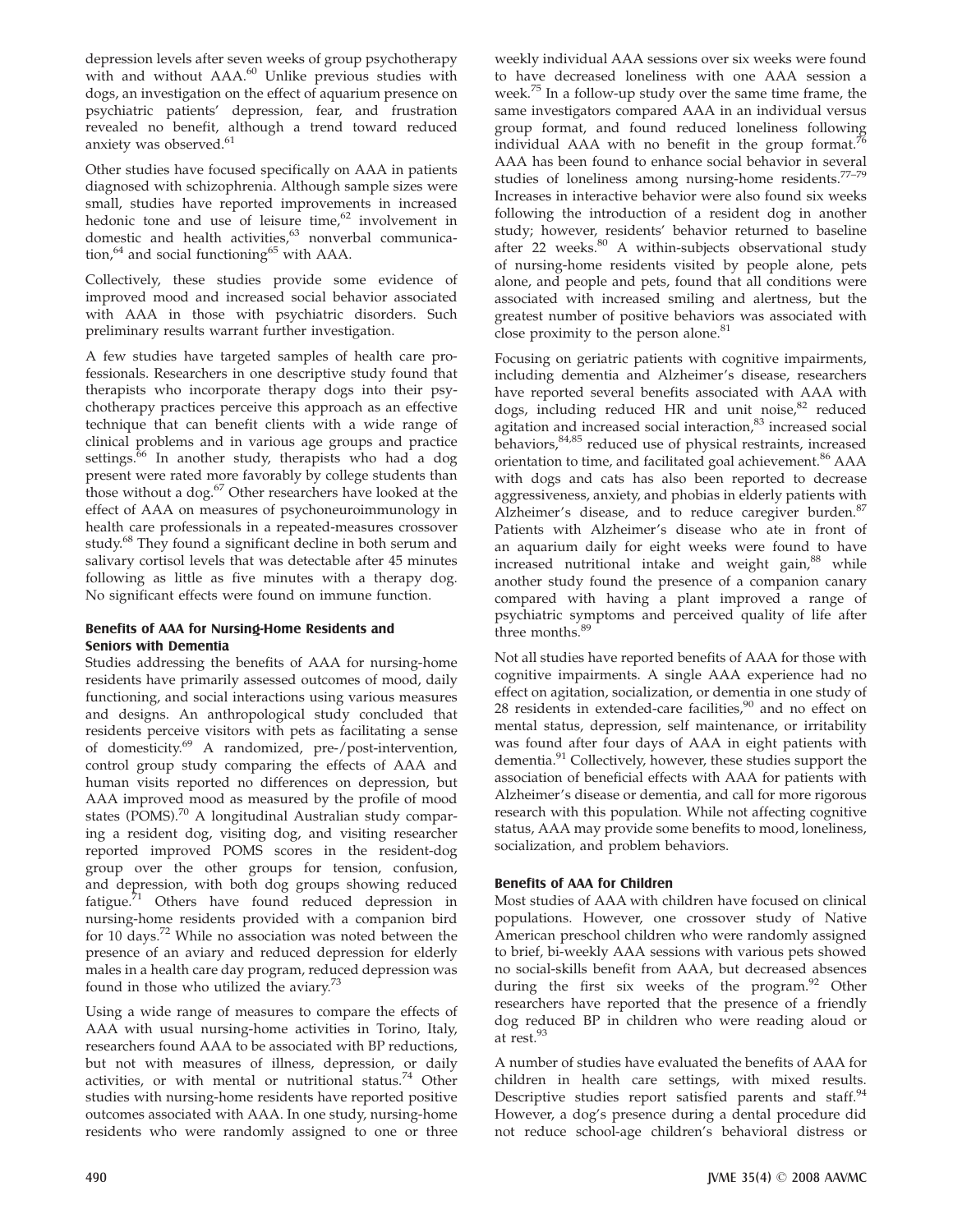depression levels after seven weeks of group psychotherapy with and without AAA.[60] Unlike previous studies with dogs, an investigation on the effect of aquarium presence on psychiatric patients' depression, fear, and frustration revealed no benefit, although a trend toward reduced anxiety was observed.[61]

Other studies have focused specifically on AAA in patients diagnosed with schizophrenia. Although sample sizes were small, studies have reported improvements in increased hedonic tone and use of leisure time,[62] involvement in domestic and health activities,[63] nonverbal communication,[64] and social functioning[65] with AAA.

Collectively, these studies provide some evidence of improved mood and increased social behavior associated with AAA in those with psychiatric disorders. Such preliminary results warrant further investigation.

A few studies have targeted samples of health care professionals. Researchers in one descriptive study found that therapists who incorporate therapy dogs into their psychotherapy practices perceive this approach as an effective technique that can benefit clients with a wide range of clinical problems and in various age groups and practice settings.[66] In another study, therapists who had a dog present were rated more favorably by college students than those without a dog.[67] Other researchers have looked at the effect of AAA on measures of psychoneuroimmunology in health care professionals in a repeated-measures crossover study.[68] They found a significant decline in both serum and salivary cortisol levels that was detectable after 45 minutes following as little as five minutes with a therapy dog. No significant effects were found on immune function.

### Benefits of AAA for Nursing-Home Residents and Seniors with Dementia

Studies addressing the benefits of AAA for nursing-home residents have primarily assessed outcomes of mood, daily functioning, and social interactions using various measures and designs. An anthropological study concluded that residents perceive visitors with pets as facilitating a sense of domesticity.[69] A randomized, pre-/post-intervention, control group study comparing the effects of AAA and human visits reported no differences on depression, but AAA improved mood as measured by the profile of mood states (POMS).[70] A longitudinal Australian study comparing a resident dog, visiting dog, and visiting researcher reported improved POMS scores in the resident-dog group over the other groups for tension, confusion, and depression, with both dog groups showing reduced fatigue.[71] Others have found reduced depression in nursing-home residents provided with a companion bird for 10 days.[72] While no association was noted between the presence of an aviary and reduced depression for elderly males in a health care day program, reduced depression was found in those who utilized the aviary.[73]

Using a wide range of measures to compare the effects of AAA with usual nursing-home activities in Torino, Italy, researchers found AAA to be associated with BP reductions, but not with measures of illness, depression, or daily activities, or with mental or nutritional status.[74] Other studies with nursing-home residents have reported positive outcomes associated with AAA. In one study, nursing-home residents who were randomly assigned to one or three weekly individual AAA sessions over six weeks were found to have decreased loneliness with one AAA session a week.[75] In a follow-up study over the same time frame, the same investigators compared AAA in an individual versus group format, and found reduced loneliness following individual AAA with no benefit in the group format.[76] AAA has been found to enhance social behavior in several studies of loneliness among nursing-home residents.[77–79] Increases in interactive behavior were also found six weeks following the introduction of a resident dog in another study; however, residents' behavior returned to baseline after 22 weeks.[80] A within-subjects observational study of nursing-home residents visited by people alone, pets alone, and people and pets, found that all conditions were associated with increased smiling and alertness, but the greatest number of positive behaviors was associated with close proximity to the person alone.[81]

Focusing on geriatric patients with cognitive impairments, including dementia and Alzheimer's disease, researchers have reported several benefits associated with AAA with dogs, including reduced HR and unit noise,[82] reduced agitation and increased social interaction,[83] increased social behaviors,[84,85] reduced use of physical restraints, increased orientation to time, and facilitated goal achievement.[86] AAA with dogs and cats has also been reported to decrease aggressiveness, anxiety, and phobias in elderly patients with Alzheimer's disease, and to reduce caregiver burden.[87] Patients with Alzheimer's disease who ate in front of an aquarium daily for eight weeks were found to have increased nutritional intake and weight gain,[88] while another study found the presence of a companion canary compared with having a plant improved a range of psychiatric symptoms and perceived quality of life after three months.[89]

Not all studies have reported benefits of AAA for those with cognitive impairments. A single AAA experience had no effect on agitation, socialization, or dementia in one study of 28 residents in extended-care facilities,[90] and no effect on mental status, depression, self maintenance, or irritability was found after four days of AAA in eight patients with dementia.[91] Collectively, however, these studies support the association of beneficial effects with AAA for patients with Alzheimer's disease or dementia, and call for more rigorous research with this population. While not affecting cognitive status, AAA may provide some benefits to mood, loneliness, socialization, and problem behaviors.

### Benefits of AAA for Children

Most studies of AAA with children have focused on clinical populations. However, one crossover study of Native American preschool children who were randomly assigned to brief, bi-weekly AAA sessions with various pets showed no social-skills benefit from AAA, but decreased absences during the first six weeks of the program.[92] Other researchers have reported that the presence of a friendly dog reduced BP in children who were reading aloud or at rest.[93]

A number of studies have evaluated the benefits of AAA for children in health care settings, with mixed results. Descriptive studies report satisfied parents and staff.[94] However, a dog's presence during a dental procedure did not reduce school-age children's behavioral distress or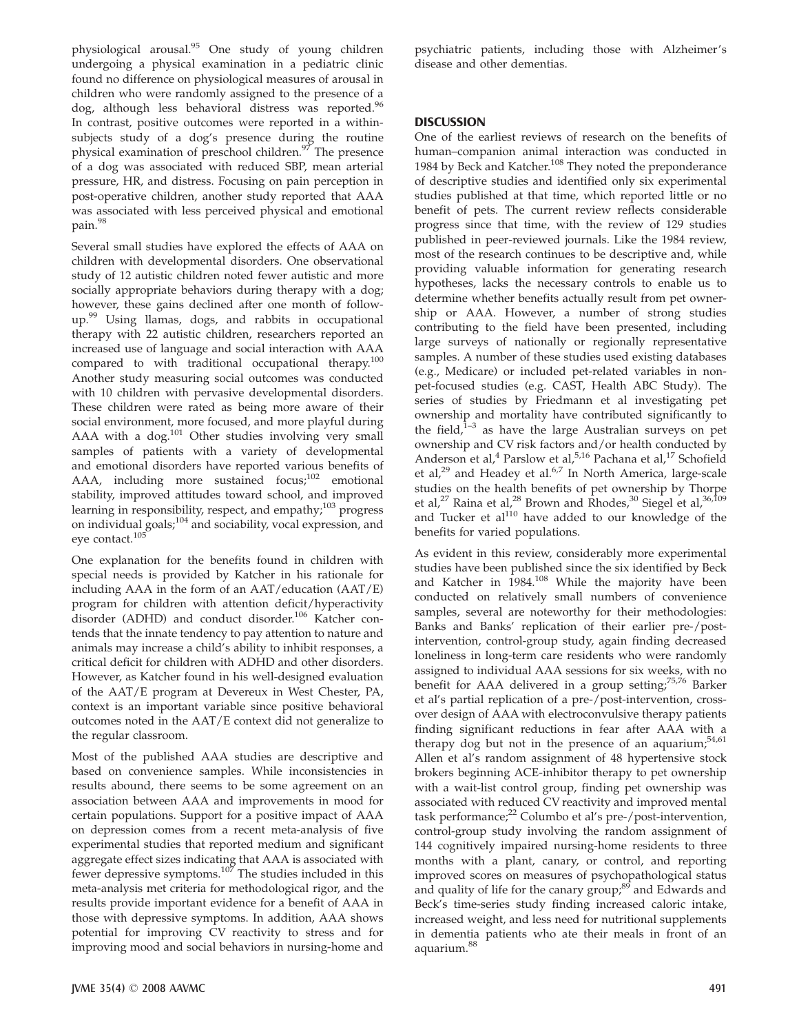physiological arousal.[95] One study of young children undergoing a physical examination in a pediatric clinic found no difference on physiological measures of arousal in children who were randomly assigned to the presence of a dog, although less behavioral distress was reported.[96] In contrast, positive outcomes were reported in a within-subjects study of a dog's presence during the routine physical examination of preschool children.[97] The presence of a dog was associated with reduced SBP, mean arterial pressure, HR, and distress. Focusing on pain perception in post-operative children, another study reported that AAA was associated with less perceived physical and emotional pain.[98]

Several small studies have explored the effects of AAA on children with developmental disorders. One observational study of 12 autistic children noted fewer autistic and more socially appropriate behaviors during therapy with a dog; however, these gains declined after one month of follow-up.[99] Using llamas, dogs, and rabbits in occupational therapy with 22 autistic children, researchers reported an increased use of language and social interaction with AAA compared to with traditional occupational therapy.[100] Another study measuring social outcomes was conducted with 10 children with pervasive developmental disorders. These children were rated as being more aware of their social environment, more focused, and more playful during AAA with a dog.[101] Other studies involving very small samples of patients with a variety of developmental and emotional disorders have reported various benefits of AAA, including more sustained focus;[102] emotional stability, improved attitudes toward school, and improved learning in responsibility, respect, and empathy;[103] progress on individual goals;[104] and sociability, vocal expression, and eye contact.[105]

One explanation for the benefits found in children with special needs is provided by Katcher in his rationale for including AAA in the form of an AAT/education (AAT/E) program for children with attention deficit/hyperactivity disorder (ADHD) and conduct disorder.[106] Katcher contends that the innate tendency to pay attention to nature and animals may increase a child's ability to inhibit responses, a critical deficit for children with ADHD and other disorders. However, as Katcher found in his well-designed evaluation of the AAT/E program at Devereux in West Chester, PA, context is an important variable since positive behavioral outcomes noted in the AAT/E context did not generalize to the regular classroom.

Most of the published AAA studies are descriptive and based on convenience samples. While inconsistencies in results abound, there seems to be some agreement on an association between AAA and improvements in mood for certain populations. Support for a positive impact of AAA on depression comes from a recent meta-analysis of five experimental studies that reported medium and significant aggregate effect sizes indicating that AAA is associated with fewer depressive symptoms.[107] The studies included in this meta-analysis met criteria for methodological rigor, and the results provide important evidence for a benefit of AAA in those with depressive symptoms. In addition, AAA shows potential for improving CV reactivity to stress and for improving mood and social behaviors in nursing-home and psychiatric patients, including those with Alzheimer's disease and other dementias.

## DISCUSSION

One of the earliest reviews of research on the benefits of human–companion animal interaction was conducted in 1984 by Beck and Katcher.[108] They noted the preponderance of descriptive studies and identified only six experimental studies published at that time, which reported little or no benefit of pets. The current review reflects considerable progress since that time, with the review of 129 studies published in peer-reviewed journals. Like the 1984 review, most of the research continues to be descriptive and, while providing valuable information for generating research hypotheses, lacks the necessary controls to enable us to determine whether benefits actually result from pet ownership or AAA. However, a number of strong studies contributing to the field have been presented, including large surveys of nationally or regionally representative samples. A number of these studies used existing databases (e.g., Medicare) or included pet-related variables in non-pet-focused studies (e.g. CAST, Health ABC Study). The series of studies by Friedmann et al investigating pet ownership and mortality have contributed significantly to the field,[1–3] as have the large Australian surveys on pet ownership and CV risk factors and/or health conducted by Anderson et al,[4] Parslow et al,[5,16] Pachana et al,[17] Schofield et al,[29] and Headey et al.[6,7] In North America, large-scale studies on the health benefits of pet ownership by Thorpe et al,[27] Raina et al,[28] Brown and Rhodes,[30] Siegel et al,[36,109] and Tucker et al[110] have added to our knowledge of the benefits for varied populations.

As evident in this review, considerably more experimental studies have been published since the six identified by Beck and Katcher in 1984.[108] While the majority have been conducted on relatively small numbers of convenience samples, several are noteworthy for their methodologies: Banks and Banks' replication of their earlier pre-/post-intervention, control-group study, again finding decreased loneliness in long-term care residents who were randomly assigned to individual AAA sessions for six weeks, with no benefit for AAA delivered in a group setting;[75,76] Barker et al's partial replication of a pre-/post-intervention, cross-over design of AAA with electroconvulsive therapy patients finding significant reductions in fear after AAA with a therapy dog but not in the presence of an aquarium;[54,61] Allen et al's random assignment of 48 hypertensive stock brokers beginning ACE-inhibitor therapy to pet ownership with a wait-list control group, finding pet ownership was associated with reduced CV reactivity and improved mental task performance;[22] Columbo et al's pre-/post-intervention, control-group study involving the random assignment of 144 cognitively impaired nursing-home residents to three months with a plant, canary, or control, and reporting improved scores on measures of psychopathological status and quality of life for the canary group;[89] and Edwards and Beck's time-series study finding increased caloric intake, increased weight, and less need for nutritional supplements in dementia patients who ate their meals in front of an aquarium.[88]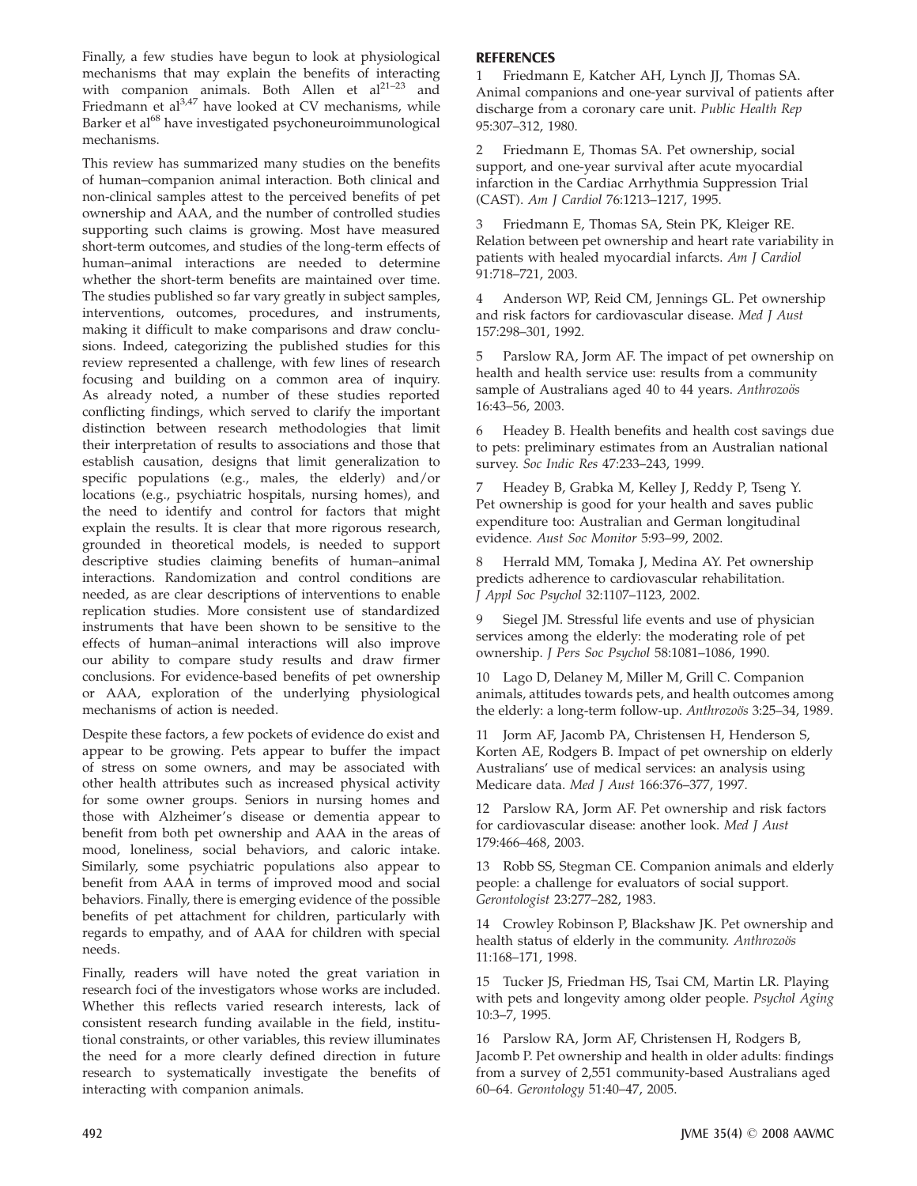Finally, a few studies have begun to look at physiological mechanisms that may explain the benefits of interacting with companion animals. Both Allen et al[21–23] and Friedmann et al[3,47] have looked at CV mechanisms, while Barker et al[68] have investigated psychoneuroimmunological mechanisms.

This review has summarized many studies on the benefits of human–companion animal interaction. Both clinical and non-clinical samples attest to the perceived benefits of pet ownership and AAA, and the number of controlled studies supporting such claims is growing. Most have measured short-term outcomes, and studies of the long-term effects of human–animal interactions are needed to determine whether the short-term benefits are maintained over time. The studies published so far vary greatly in subject samples, interventions, outcomes, procedures, and instruments, making it difficult to make comparisons and draw conclusions. Indeed, categorizing the published studies for this review represented a challenge, with few lines of research focusing and building on a common area of inquiry. As already noted, a number of these studies reported conflicting findings, which served to clarify the important distinction between research methodologies that limit their interpretation of results to associations and those that establish causation, designs that limit generalization to specific populations (e.g., males, the elderly) and/or locations (e.g., psychiatric hospitals, nursing homes), and the need to identify and control for factors that might explain the results. It is clear that more rigorous research, grounded in theoretical models, is needed to support descriptive studies claiming benefits of human–animal interactions. Randomization and control conditions are needed, as are clear descriptions of interventions to enable replication studies. More consistent use of standardized instruments that have been shown to be sensitive to the effects of human–animal interactions will also improve our ability to compare study results and draw firmer conclusions. For evidence-based benefits of pet ownership or AAA, exploration of the underlying physiological mechanisms of action is needed.

Despite these factors, a few pockets of evidence do exist and appear to be growing. Pets appear to buffer the impact of stress on some owners, and may be associated with other health attributes such as increased physical activity for some owner groups. Seniors in nursing homes and those with Alzheimer's disease or dementia appear to benefit from both pet ownership and AAA in the areas of mood, loneliness, social behaviors, and caloric intake. Similarly, some psychiatric populations also appear to benefit from AAA in terms of improved mood and social behaviors. Finally, there is emerging evidence of the possible benefits of pet attachment for children, particularly with regards to empathy, and of AAA for children with special needs.

Finally, readers will have noted the great variation in research foci of the investigators whose works are included. Whether this reflects varied research interests, lack of consistent research funding available in the field, institutional constraints, or other variables, this review illuminates the need for a more clearly defined direction in future research to systematically investigate the benefits of interacting with companion animals.

## REFERENCES

1 Friedmann E, Katcher AH, Lynch JJ, Thomas SA. Animal companions and one-year survival of patients after discharge from a coronary care unit. *Public Health Rep* 95:307–312, 1980.

2 Friedmann E, Thomas SA. Pet ownership, social support, and one-year survival after acute myocardial infarction in the Cardiac Arrhythmia Suppression Trial (CAST). *Am J Cardiol* 76:1213–1217, 1995.

3 Friedmann E, Thomas SA, Stein PK, Kleiger RE. Relation between pet ownership and heart rate variability in patients with healed myocardial infarcts. *Am J Cardiol* 91:718–721, 2003.

4 Anderson WP, Reid CM, Jennings GL. Pet ownership and risk factors for cardiovascular disease. *Med J Aust* 157:298–301, 1992.

5 Parslow RA, Jorm AF. The impact of pet ownership on health and health service use: results from a community sample of Australians aged 40 to 44 years. *Anthrozoös* 16:43–56, 2003.

6 Headey B. Health benefits and health cost savings due to pets: preliminary estimates from an Australian national survey. *Soc Indic Res* 47:233–243, 1999.

7 Headey B, Grabka M, Kelley J, Reddy P, Tseng Y. Pet ownership is good for your health and saves public expenditure too: Australian and German longitudinal evidence. *Aust Soc Monitor* 5:93–99, 2002.

8 Herrald MM, Tomaka J, Medina AY. Pet ownership predicts adherence to cardiovascular rehabilitation. *J Appl Soc Psychol* 32:1107–1123, 2002.

9 Siegel JM. Stressful life events and use of physician services among the elderly: the moderating role of pet ownership. *J Pers Soc Psychol* 58:1081–1086, 1990.

10 Lago D, Delaney M, Miller M, Grill C. Companion animals, attitudes towards pets, and health outcomes among the elderly: a long-term follow-up. *Anthrozoös* 3:25–34, 1989.

11 Jorm AF, Jacomb PA, Christensen H, Henderson S, Korten AE, Rodgers B. Impact of pet ownership on elderly Australians' use of medical services: an analysis using Medicare data. *Med J Aust* 166:376–377, 1997.

12 Parslow RA, Jorm AF. Pet ownership and risk factors for cardiovascular disease: another look. *Med J Aust* 179:466–468, 2003.

13 Robb SS, Stegman CE. Companion animals and elderly people: a challenge for evaluators of social support. *Gerontologist* 23:277–282, 1983.

14 Crowley Robinson P, Blackshaw JK. Pet ownership and health status of elderly in the community. *Anthrozoös* 11:168–171, 1998.

15 Tucker JS, Friedman HS, Tsai CM, Martin LR. Playing with pets and longevity among older people. *Psychol Aging* 10:3–7, 1995.

16 Parslow RA, Jorm AF, Christensen H, Rodgers B, Jacomb P. Pet ownership and health in older adults: findings from a survey of 2,551 community-based Australians aged 60–64. *Gerontology* 51:40–47, 2005.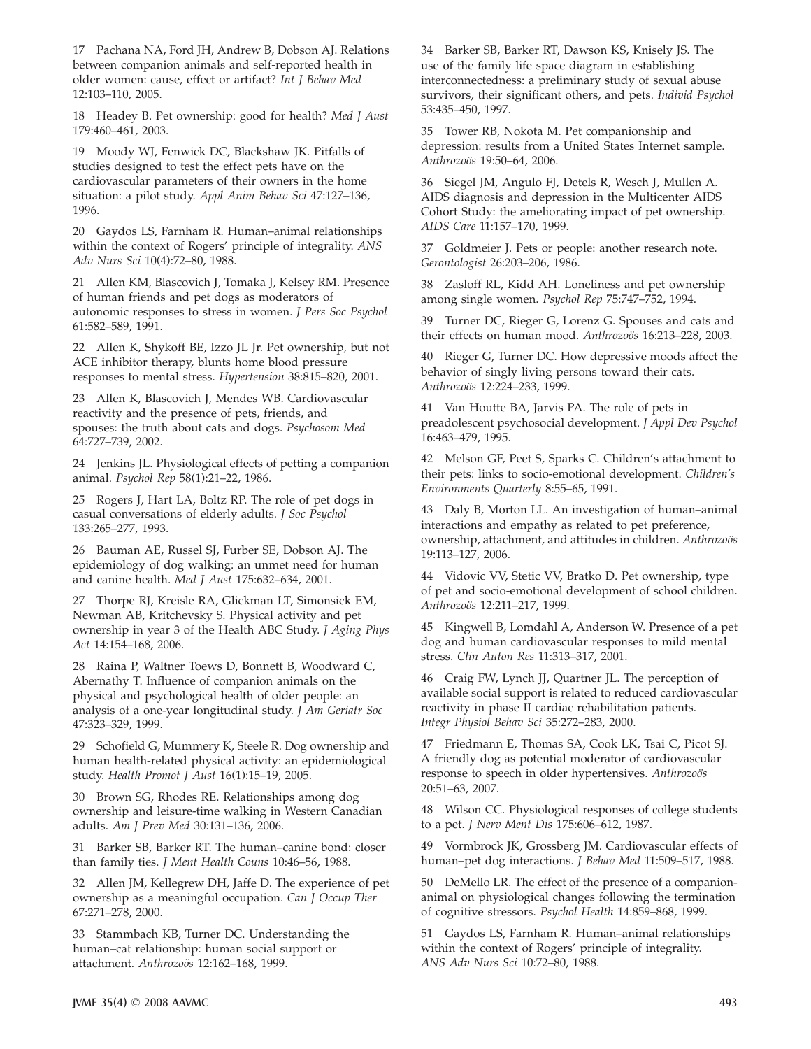17 Pachana NA, Ford JH, Andrew B, Dobson AJ. Relations between companion animals and self-reported health in older women: cause, effect or artifact? *Int J Behav Med* 12:103–110, 2005.

18 Headey B. Pet ownership: good for health? *Med J Aust* 179:460–461, 2003.

19 Moody WJ, Fenwick DC, Blackshaw JK. Pitfalls of studies designed to test the effect pets have on the cardiovascular parameters of their owners in the home situation: a pilot study. *Appl Anim Behav Sci* 47:127–136, 1996.

20 Gaydos LS, Farnham R. Human–animal relationships within the context of Rogers' principle of integrality. *ANS Adv Nurs Sci* 10(4):72–80, 1988.

21 Allen KM, Blascovich J, Tomaka J, Kelsey RM. Presence of human friends and pet dogs as moderators of autonomic responses to stress in women. *J Pers Soc Psychol* 61:582–589, 1991.

22 Allen K, Shykoff BE, Izzo JL Jr. Pet ownership, but not ACE inhibitor therapy, blunts home blood pressure responses to mental stress. *Hypertension* 38:815–820, 2001.

23 Allen K, Blascovich J, Mendes WB. Cardiovascular reactivity and the presence of pets, friends, and spouses: the truth about cats and dogs. *Psychosom Med* 64:727–739, 2002.

24 Jenkins JL. Physiological effects of petting a companion animal. *Psychol Rep* 58(1):21–22, 1986.

25 Rogers J, Hart LA, Boltz RP. The role of pet dogs in casual conversations of elderly adults. *J Soc Psychol* 133:265–277, 1993.

26 Bauman AE, Russel SJ, Furber SE, Dobson AJ. The epidemiology of dog walking: an unmet need for human and canine health. *Med J Aust* 175:632–634, 2001.

27 Thorpe RJ, Kreisle RA, Glickman LT, Simonsick EM, Newman AB, Kritchevsky S. Physical activity and pet ownership in year 3 of the Health ABC Study. *J Aging Phys Act* 14:154–168, 2006.

28 Raina P, Waltner Toews D, Bonnett B, Woodward C, Abernathy T. Influence of companion animals on the physical and psychological health of older people: an analysis of a one-year longitudinal study. *J Am Geriatr Soc* 47:323–329, 1999.

29 Schofield G, Mummery K, Steele R. Dog ownership and human health-related physical activity: an epidemiological study. *Health Promot J Aust* 16(1):15–19, 2005.

30 Brown SG, Rhodes RE. Relationships among dog ownership and leisure-time walking in Western Canadian adults. *Am J Prev Med* 30:131–136, 2006.

31 Barker SB, Barker RT. The human–canine bond: closer than family ties. *J Ment Health Couns* 10:46–56, 1988.

32 Allen JM, Kellegrew DH, Jaffe D. The experience of pet ownership as a meaningful occupation. *Can J Occup Ther* 67:271–278, 2000.

33 Stammbach KB, Turner DC. Understanding the human–cat relationship: human social support or attachment. *Anthrozoös* 12:162–168, 1999.

34 Barker SB, Barker RT, Dawson KS, Knisely JS. The use of the family life space diagram in establishing interconnectedness: a preliminary study of sexual abuse survivors, their significant others, and pets. *Individ Psychol* 53:435–450, 1997.

35 Tower RB, Nokota M. Pet companionship and depression: results from a United States Internet sample. *Anthrozoös* 19:50–64, 2006.

36 Siegel JM, Angulo FJ, Detels R, Wesch J, Mullen A. AIDS diagnosis and depression in the Multicenter AIDS Cohort Study: the ameliorating impact of pet ownership. *AIDS Care* 11:157–170, 1999.

37 Goldmeier J. Pets or people: another research note. *Gerontologist* 26:203–206, 1986.

38 Zasloff RL, Kidd AH. Loneliness and pet ownership among single women. *Psychol Rep* 75:747–752, 1994.

39 Turner DC, Rieger G, Lorenz G. Spouses and cats and their effects on human mood. *Anthrozoös* 16:213–228, 2003.

40 Rieger G, Turner DC. How depressive moods affect the behavior of singly living persons toward their cats. *Anthrozoös* 12:224–233, 1999.

41 Van Houtte BA, Jarvis PA. The role of pets in preadolescent psychosocial development. *J Appl Dev Psychol* 16:463–479, 1995.

42 Melson GF, Peet S, Sparks C. Children's attachment to their pets: links to socio-emotional development. *Children's Environments Quarterly* 8:55–65, 1991.

43 Daly B, Morton LL. An investigation of human–animal interactions and empathy as related to pet preference, ownership, attachment, and attitudes in children. *Anthrozoös* 19:113–127, 2006.

44 Vidovic VV, Stetic VV, Bratko D. Pet ownership, type of pet and socio-emotional development of school children. *Anthrozoös* 12:211–217, 1999.

45 Kingwell B, Lomdahl A, Anderson W. Presence of a pet dog and human cardiovascular responses to mild mental stress. *Clin Auton Res* 11:313–317, 2001.

46 Craig FW, Lynch JJ, Quartner JL. The perception of available social support is related to reduced cardiovascular reactivity in phase II cardiac rehabilitation patients. *Integr Physiol Behav Sci* 35:272–283, 2000.

47 Friedmann E, Thomas SA, Cook LK, Tsai C, Picot SJ. A friendly dog as potential moderator of cardiovascular response to speech in older hypertensives. *Anthrozoös* 20:51–63, 2007.

48 Wilson CC. Physiological responses of college students to a pet. *J Nerv Ment Dis* 175:606–612, 1987.

49 Vormbrock JK, Grossberg JM. Cardiovascular effects of human–pet dog interactions. *J Behav Med* 11:509–517, 1988.

50 DeMello LR. The effect of the presence of a companion-animal on physiological changes following the termination of cognitive stressors. *Psychol Health* 14:859–868, 1999.

51 Gaydos LS, Farnham R. Human–animal relationships within the context of Rogers' principle of integrality. *ANS Adv Nurs Sci* 10:72–80, 1988.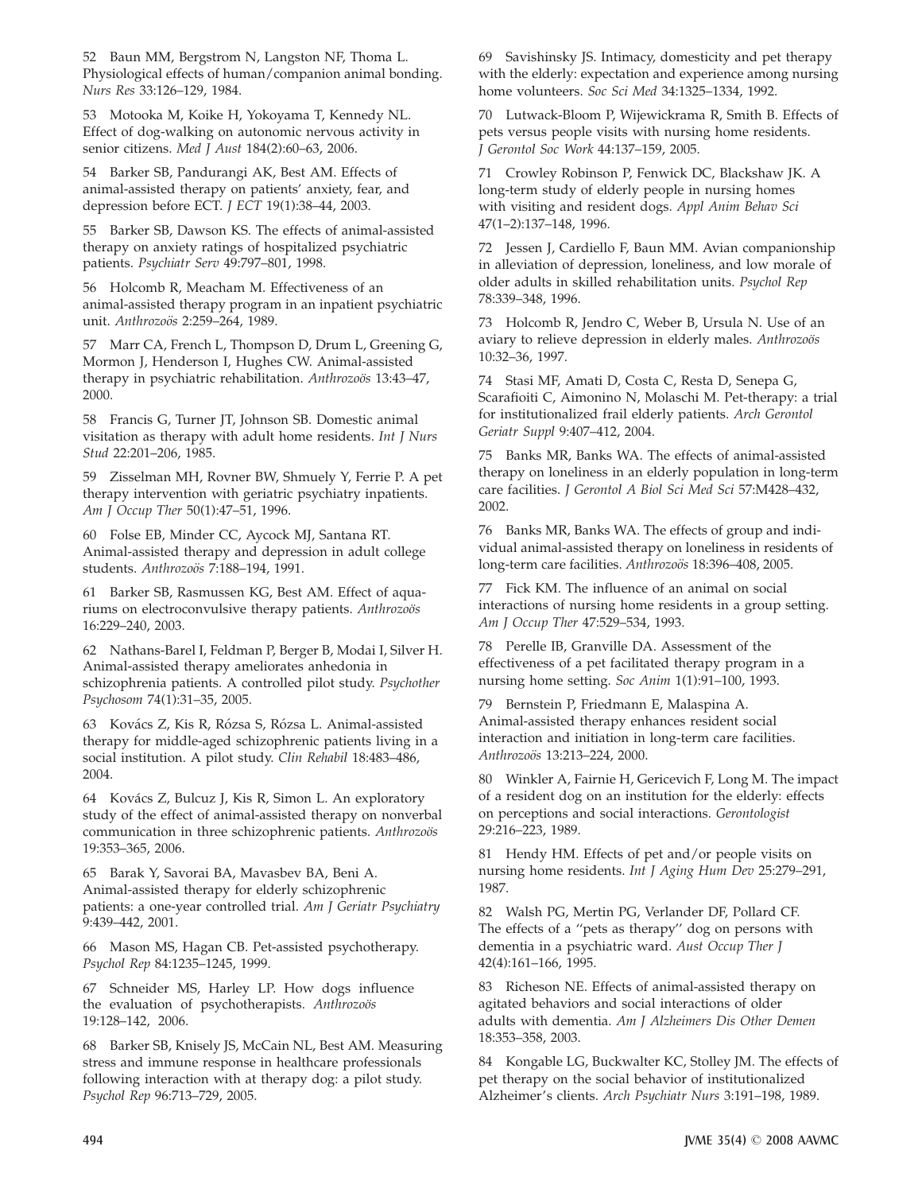52 Baun MM, Bergstrom N, Langston NF, Thoma L. Physiological effects of human/companion animal bonding. *Nurs Res* 33:126–129, 1984.

53 Motooka M, Koike H, Yokoyama T, Kennedy NL. Effect of dog-walking on autonomic nervous activity in senior citizens. *Med J Aust* 184(2):60–63, 2006.

54 Barker SB, Pandurangi AK, Best AM. Effects of animal-assisted therapy on patients' anxiety, fear, and depression before ECT. *J ECT* 19(1):38–44, 2003.

55 Barker SB, Dawson KS. The effects of animal-assisted therapy on anxiety ratings of hospitalized psychiatric patients. *Psychiatr Serv* 49:797–801, 1998.

56 Holcomb R, Meacham M. Effectiveness of an animal-assisted therapy program in an inpatient psychiatric unit. *Anthrozoös* 2:259–264, 1989.

57 Marr CA, French L, Thompson D, Drum L, Greening G, Mormon J, Henderson I, Hughes CW. Animal-assisted therapy in psychiatric rehabilitation. *Anthrozoös* 13:43–47, 2000.

58 Francis G, Turner JT, Johnson SB. Domestic animal visitation as therapy with adult home residents. *Int J Nurs Stud* 22:201–206, 1985.

59 Zisselman MH, Rovner BW, Shmuely Y, Ferrie P. A pet therapy intervention with geriatric psychiatry inpatients. *Am J Occup Ther* 50(1):47–51, 1996.

60 Folse EB, Minder CC, Aycock MJ, Santana RT. Animal-assisted therapy and depression in adult college students. *Anthrozoös* 7:188–194, 1991.

61 Barker SB, Rasmussen KG, Best AM. Effect of aquariums on electroconvulsive therapy patients. *Anthrozoös* 16:229–240, 2003.

62 Nathans-Barel I, Feldman P, Berger B, Modai I, Silver H. Animal-assisted therapy ameliorates anhedonia in schizophrenia patients. A controlled pilot study. *Psychother Psychosom* 74(1):31–35, 2005.

63 Kovács Z, Kis R, Rózsa S, Rózsa L. Animal-assisted therapy for middle-aged schizophrenic patients living in a social institution. A pilot study. *Clin Rehabil* 18:483–486, 2004.

64 Kovács Z, Bulcuz J, Kis R, Simon L. An exploratory study of the effect of animal-assisted therapy on nonverbal communication in three schizophrenic patients. *Anthrozoös* 19:353–365, 2006.

65 Barak Y, Savorai BA, Mavasbev BA, Beni A. Animal-assisted therapy for elderly schizophrenic patients: a one-year controlled trial. *Am J Geriatr Psychiatry* 9:439–442, 2001.

66 Mason MS, Hagan CB. Pet-assisted psychotherapy. *Psychol Rep* 84:1235–1245, 1999.

67 Schneider MS, Harley LP. How dogs influence the evaluation of psychotherapists. *Anthrozoös* 19:128–142, 2006.

68 Barker SB, Knisely JS, McCain NL, Best AM. Measuring stress and immune response in healthcare professionals following interaction with at therapy dog: a pilot study. *Psychol Rep* 96:713–729, 2005.

69 Savishinsky JS. Intimacy, domesticity and pet therapy with the elderly: expectation and experience among nursing home volunteers. *Soc Sci Med* 34:1325–1334, 1992.

70 Lutwack-Bloom P, Wijewickrama R, Smith B. Effects of pets versus people visits with nursing home residents. *J Gerontol Soc Work* 44:137–159, 2005.

71 Crowley Robinson P, Fenwick DC, Blackshaw JK. A long-term study of elderly people in nursing homes with visiting and resident dogs. *Appl Anim Behav Sci* 47(1–2):137–148, 1996.

72 Jessen J, Cardiello F, Baun MM. Avian companionship in alleviation of depression, loneliness, and low morale of older adults in skilled rehabilitation units. *Psychol Rep* 78:339–348, 1996.

73 Holcomb R, Jendro C, Weber B, Ursula N. Use of an aviary to relieve depression in elderly males. *Anthrozoös* 10:32–36, 1997.

74 Stasi MF, Amati D, Costa C, Resta D, Senepa G, Scarafioiti C, Aimonino N, Molaschi M. Pet-therapy: a trial for institutionalized frail elderly patients. *Arch Gerontol Geriatr Suppl* 9:407–412, 2004.

75 Banks MR, Banks WA. The effects of animal-assisted therapy on loneliness in an elderly population in long-term care facilities. *J Gerontol A Biol Sci Med Sci* 57:M428–432, 2002.

76 Banks MR, Banks WA. The effects of group and individual animal-assisted therapy on loneliness in residents of long-term care facilities. *Anthrozoös* 18:396–408, 2005.

77 Fick KM. The influence of an animal on social interactions of nursing home residents in a group setting. *Am J Occup Ther* 47:529–534, 1993.

78 Perelle IB, Granville DA. Assessment of the effectiveness of a pet facilitated therapy program in a nursing home setting. *Soc Anim* 1(1):91–100, 1993.

79 Bernstein P, Friedmann E, Malaspina A. Animal-assisted therapy enhances resident social interaction and initiation in long-term care facilities. *Anthrozoös* 13:213–224, 2000.

80 Winkler A, Fairnie H, Gericevich F, Long M. The impact of a resident dog on an institution for the elderly: effects on perceptions and social interactions. *Gerontologist* 29:216–223, 1989.

81 Hendy HM. Effects of pet and/or people visits on nursing home residents. *Int J Aging Hum Dev* 25:279–291, 1987.

82 Walsh PG, Mertin PG, Verlander DF, Pollard CF. The effects of a "pets as therapy" dog on persons with dementia in a psychiatric ward. *Aust Occup Ther J* 42(4):161–166, 1995.

83 Richeson NE. Effects of animal-assisted therapy on agitated behaviors and social interactions of older adults with dementia. *Am J Alzheimers Dis Other Demen* 18:353–358, 2003.

84 Kongable LG, Buckwalter KC, Stolley JM. The effects of pet therapy on the social behavior of institutionalized Alzheimer's clients. *Arch Psychiatr Nurs* 3:191–198, 1989.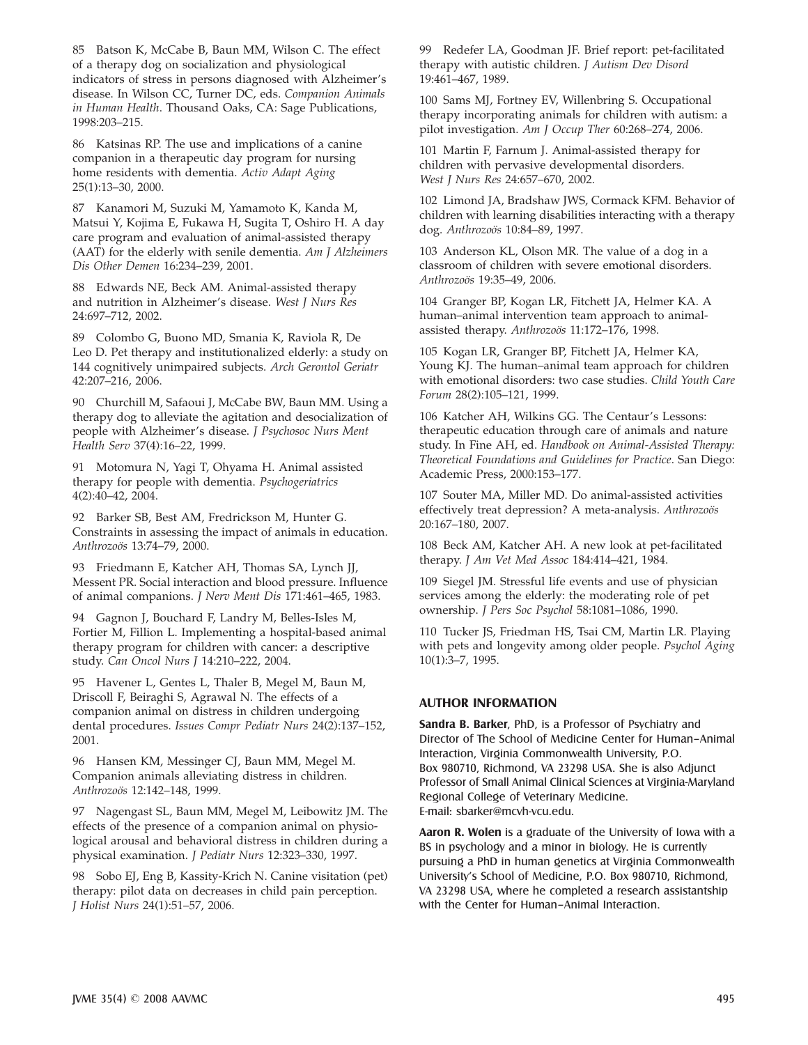85 Batson K, McCabe B, Baun MM, Wilson C. The effect of a therapy dog on socialization and physiological indicators of stress in persons diagnosed with Alzheimer's disease. In Wilson CC, Turner DC, eds. *Companion Animals in Human Health*. Thousand Oaks, CA: Sage Publications, 1998:203–215.

86 Katsinas RP. The use and implications of a canine companion in a therapeutic day program for nursing home residents with dementia. *Activ Adapt Aging* 25(1):13–30, 2000.

87 Kanamori M, Suzuki M, Yamamoto K, Kanda M, Matsui Y, Kojima E, Fukawa H, Sugita T, Oshiro H. A day care program and evaluation of animal-assisted therapy (AAT) for the elderly with senile dementia. *Am J Alzheimers Dis Other Demen* 16:234–239, 2001.

88 Edwards NE, Beck AM. Animal-assisted therapy and nutrition in Alzheimer's disease. *West J Nurs Res* 24:697–712, 2002.

89 Colombo G, Buono MD, Smania K, Raviola R, De Leo D. Pet therapy and institutionalized elderly: a study on 144 cognitively unimpaired subjects. *Arch Gerontol Geriatr* 42:207–216, 2006.

90 Churchill M, Safaoui J, McCabe BW, Baun MM. Using a therapy dog to alleviate the agitation and desocialization of people with Alzheimer's disease. *J Psychosoc Nurs Ment Health Serv* 37(4):16–22, 1999.

91 Motomura N, Yagi T, Ohyama H. Animal assisted therapy for people with dementia. *Psychogeriatrics* 4(2):40–42, 2004.

92 Barker SB, Best AM, Fredrickson M, Hunter G. Constraints in assessing the impact of animals in education. *Anthrozoös* 13:74–79, 2000.

93 Friedmann E, Katcher AH, Thomas SA, Lynch JJ, Messent PR. Social interaction and blood pressure. Influence of animal companions. *J Nerv Ment Dis* 171:461–465, 1983.

94 Gagnon J, Bouchard F, Landry M, Belles-Isles M, Fortier M, Fillion L. Implementing a hospital-based animal therapy program for children with cancer: a descriptive study. *Can Oncol Nurs J* 14:210–222, 2004.

95 Havener L, Gentes L, Thaler B, Megel M, Baun M, Driscoll F, Beiraghi S, Agrawal N. The effects of a companion animal on distress in children undergoing dental procedures. *Issues Compr Pediatr Nurs* 24(2):137–152, 2001.

96 Hansen KM, Messinger CJ, Baun MM, Megel M. Companion animals alleviating distress in children. *Anthrozoös* 12:142–148, 1999.

97 Nagengast SL, Baun MM, Megel M, Leibowitz JM. The effects of the presence of a companion animal on physiological arousal and behavioral distress in children during a physical examination. *J Pediatr Nurs* 12:323–330, 1997.

98 Sobo EJ, Eng B, Kassity-Krich N. Canine visitation (pet) therapy: pilot data on decreases in child pain perception. *J Holist Nurs* 24(1):51–57, 2006.

99 Redefer LA, Goodman JF. Brief report: pet-facilitated therapy with autistic children. *J Autism Dev Disord* 19:461–467, 1989.

100 Sams MJ, Fortney EV, Willenbring S. Occupational therapy incorporating animals for children with autism: a pilot investigation. *Am J Occup Ther* 60:268–274, 2006.

101 Martin F, Farnum J. Animal-assisted therapy for children with pervasive developmental disorders. *West J Nurs Res* 24:657–670, 2002.

102 Limond JA, Bradshaw JWS, Cormack KFM. Behavior of children with learning disabilities interacting with a therapy dog. *Anthrozoös* 10:84–89, 1997.

103 Anderson KL, Olson MR. The value of a dog in a classroom of children with severe emotional disorders. *Anthrozoös* 19:35–49, 2006.

104 Granger BP, Kogan LR, Fitchett JA, Helmer KA. A human–animal intervention team approach to animal-assisted therapy. *Anthrozoös* 11:172–176, 1998.

105 Kogan LR, Granger BP, Fitchett JA, Helmer KA, Young KJ. The human–animal team approach for children with emotional disorders: two case studies. *Child Youth Care Forum* 28(2):105–121, 1999.

106 Katcher AH, Wilkins GG. The Centaur's Lessons: therapeutic education through care of animals and nature study. In Fine AH, ed. *Handbook on Animal-Assisted Therapy: Theoretical Foundations and Guidelines for Practice*. San Diego: Academic Press, 2000:153–177.

107 Souter MA, Miller MD. Do animal-assisted activities effectively treat depression? A meta-analysis. *Anthrozoös* 20:167–180, 2007.

108 Beck AM, Katcher AH. A new look at pet-facilitated therapy. *J Am Vet Med Assoc* 184:414–421, 1984.

109 Siegel JM. Stressful life events and use of physician services among the elderly: the moderating role of pet ownership. *J Pers Soc Psychol* 58:1081–1086, 1990.

110 Tucker JS, Friedman HS, Tsai CM, Martin LR. Playing with pets and longevity among older people. *Psychol Aging* 10(1):3–7, 1995.

## AUTHOR INFORMATION

**Sandra B. Barker**, PhD, is a Professor of Psychiatry and Director of The School of Medicine Center for Human–Animal Interaction, Virginia Commonwealth University, P.O. Box 980710, Richmond, VA 23298 USA. She is also Adjunct Professor of Small Animal Clinical Sciences at Virginia-Maryland Regional College of Veterinary Medicine. E-mail: sbarker@mcvh-vcu.edu.

**Aaron R. Wolen** is a graduate of the University of Iowa with a BS in psychology and a minor in biology. He is currently pursuing a PhD in human genetics at Virginia Commonwealth University's School of Medicine, P.O. Box 980710, Richmond, VA 23298 USA, where he completed a research assistantship with the Center for Human–Animal Interaction.